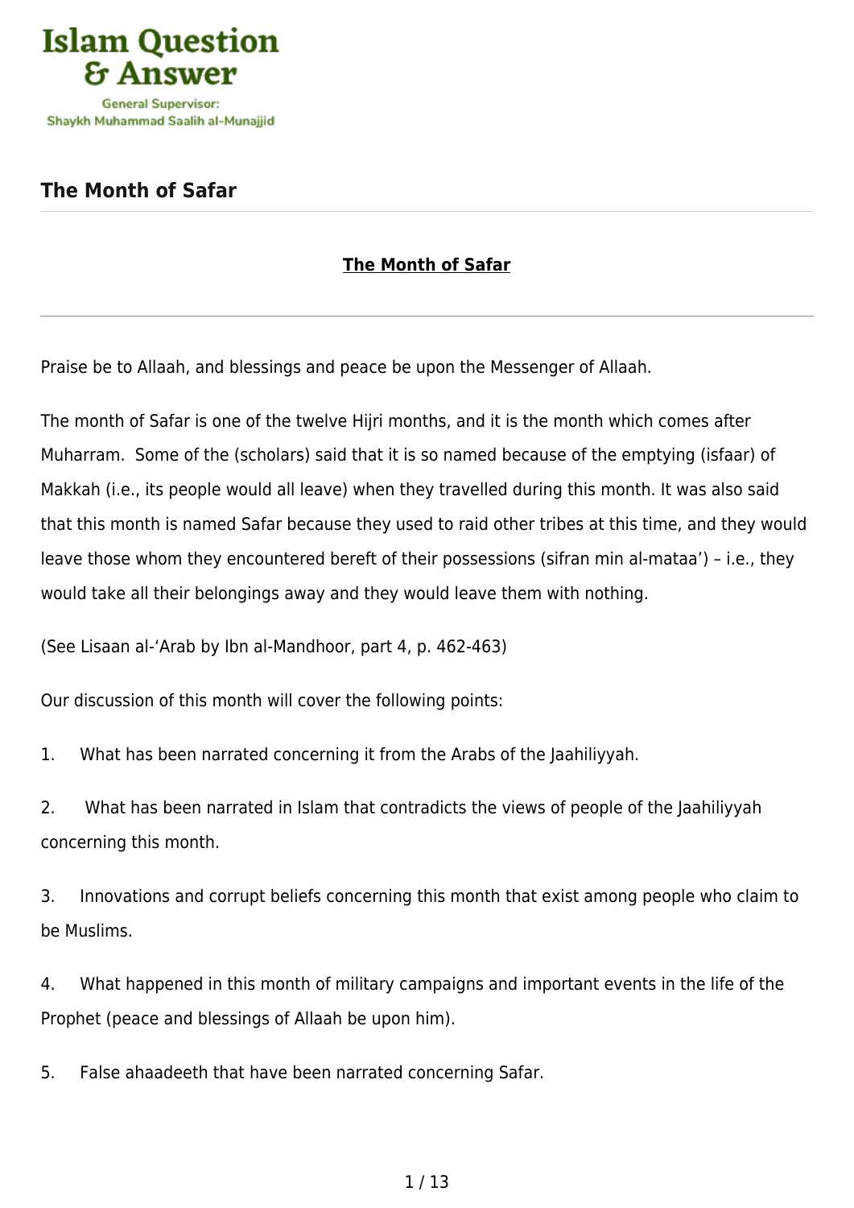Islam Question & Answer

General Supervisor:
Shaykh Muhammad Saalih al-Munajjid

# The Month of Safar

## The Month of Safar

---

Praise be to Allaah, and blessings and peace be upon the Messenger of Allaah.

The month of Safar is one of the twelve Hijri months, and it is the month which comes after Muharram.  Some of the (scholars) said that it is so named because of the emptying (isfaar) of Makkah (i.e., its people would all leave) when they travelled during this month. It was also said that this month is named Safar because they used to raid other tribes at this time, and they would leave those whom they encountered bereft of their possessions (sifran min al-mataa') – i.e., they would take all their belongings away and they would leave them with nothing.

(See Lisaan al-'Arab by Ibn al-Mandhoor, part 4, p. 462-463)

Our discussion of this month will cover the following points:

1. What has been narrated concerning it from the Arabs of the Jaahiliyyah.

2. What has been narrated in Islam that contradicts the views of people of the Jaahiliyyah concerning this month.

3. Innovations and corrupt beliefs concerning this month that exist among people who claim to be Muslims.

4. What happened in this month of military campaigns and important events in the life of the Prophet (peace and blessings of Allaah be upon him).

5. False ahaadeeth that have been narrated concerning Safar.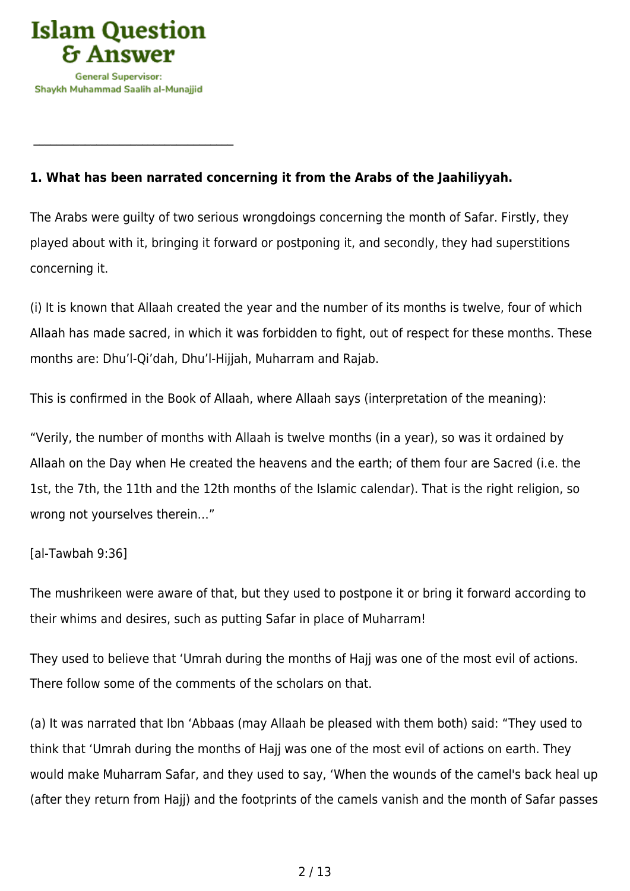**1. What has been narrated concerning it from the Arabs of the Jaahiliyyah.**

The Arabs were guilty of two serious wrongdoings concerning the month of Safar. Firstly, they played about with it, bringing it forward or postponing it, and secondly, they had superstitions concerning it.

(i) It is known that Allaah created the year and the number of its months is twelve, four of which Allaah has made sacred, in which it was forbidden to fight, out of respect for these months. These months are: Dhu'l-Qi'dah, Dhu'l-Hijjah, Muharram and Rajab.

This is confirmed in the Book of Allaah, where Allaah says (interpretation of the meaning):

"Verily, the number of months with Allaah is twelve months (in a year), so was it ordained by Allaah on the Day when He created the heavens and the earth; of them four are Sacred (i.e. the 1st, the 7th, the 11th and the 12th months of the Islamic calendar). That is the right religion, so wrong not yourselves therein…"

[al-Tawbah 9:36]

The mushrikeen were aware of that, but they used to postpone it or bring it forward according to their whims and desires, such as putting Safar in place of Muharram!

They used to believe that 'Umrah during the months of Hajj was one of the most evil of actions. There follow some of the comments of the scholars on that.

(a) It was narrated that Ibn 'Abbaas (may Allaah be pleased with them both) said: "They used to think that 'Umrah during the months of Hajj was one of the most evil of actions on earth. They would make Muharram Safar, and they used to say, 'When the wounds of the camel's back heal up (after they return from Hajj) and the footprints of the camels vanish and the month of Safar passes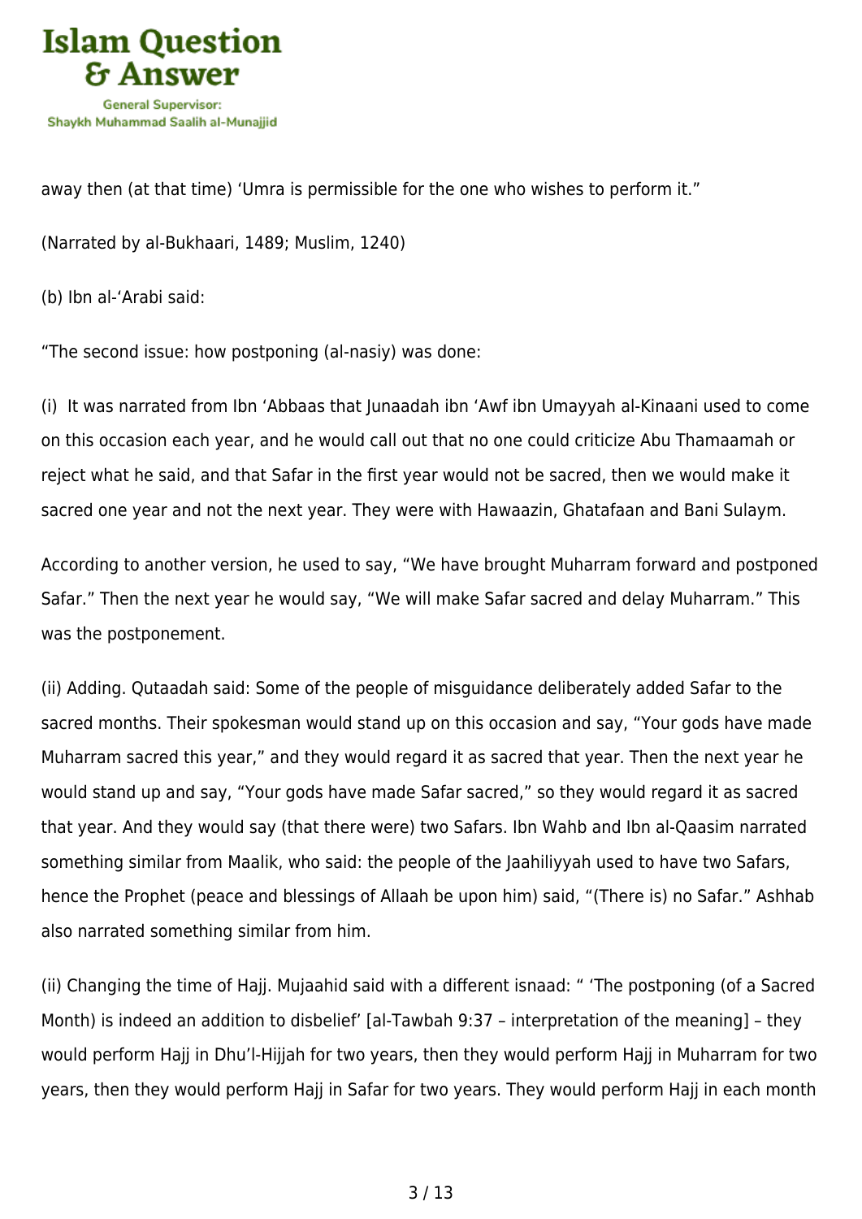away then (at that time) 'Umra is permissible for the one who wishes to perform it."

(Narrated by al-Bukhaari, 1489; Muslim, 1240)

(b) Ibn al-'Arabi said:

"The second issue: how postponing (al-nasiy) was done:

(i) It was narrated from Ibn 'Abbaas that Junaadah ibn 'Awf ibn Umayyah al-Kinaani used to come on this occasion each year, and he would call out that no one could criticize Abu Thamaamah or reject what he said, and that Safar in the first year would not be sacred, then we would make it sacred one year and not the next year. They were with Hawaazin, Ghatafaan and Bani Sulaym.

According to another version, he used to say, "We have brought Muharram forward and postponed Safar." Then the next year he would say, "We will make Safar sacred and delay Muharram." This was the postponement.

(ii) Adding. Qutaadah said: Some of the people of misguidance deliberately added Safar to the sacred months. Their spokesman would stand up on this occasion and say, "Your gods have made Muharram sacred this year," and they would regard it as sacred that year. Then the next year he would stand up and say, "Your gods have made Safar sacred," so they would regard it as sacred that year. And they would say (that there were) two Safars. Ibn Wahb and Ibn al-Qaasim narrated something similar from Maalik, who said: the people of the Jaahiliyyah used to have two Safars, hence the Prophet (peace and blessings of Allaah be upon him) said, "(There is) no Safar." Ashhab also narrated something similar from him.

(ii) Changing the time of Hajj. Mujaahid said with a different isnaad: " 'The postponing (of a Sacred Month) is indeed an addition to disbelief' [al-Tawbah 9:37 – interpretation of the meaning] – they would perform Hajj in Dhu'l-Hijjah for two years, then they would perform Hajj in Muharram for two years, then they would perform Hajj in Safar for two years. They would perform Hajj in each month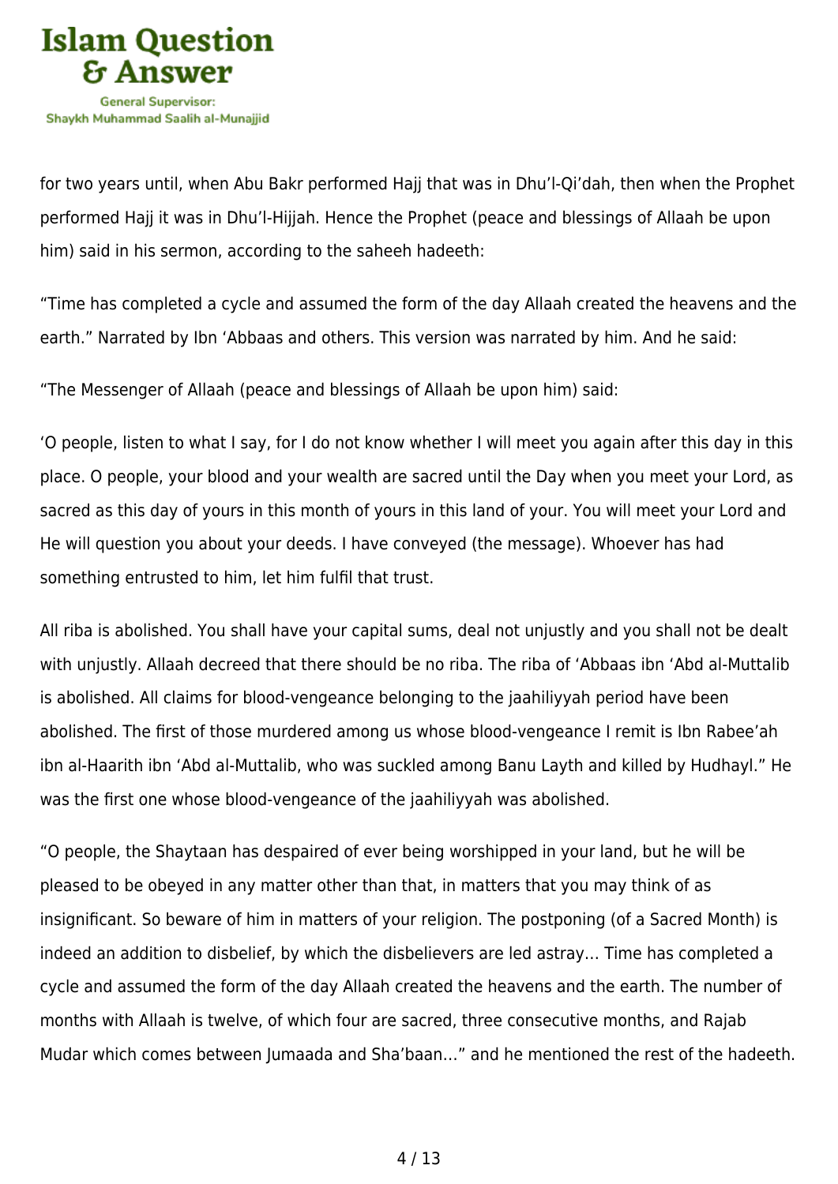for two years until, when Abu Bakr performed Hajj that was in Dhu'l-Qi'dah, then when the Prophet performed Hajj it was in Dhu'l-Hijjah. Hence the Prophet (peace and blessings of Allaah be upon him) said in his sermon, according to the saheeh hadeeth:

"Time has completed a cycle and assumed the form of the day Allaah created the heavens and the earth." Narrated by Ibn 'Abbaas and others. This version was narrated by him. And he said:

"The Messenger of Allaah (peace and blessings of Allaah be upon him) said:

'O people, listen to what I say, for I do not know whether I will meet you again after this day in this place. O people, your blood and your wealth are sacred until the Day when you meet your Lord, as sacred as this day of yours in this month of yours in this land of your. You will meet your Lord and He will question you about your deeds. I have conveyed (the message). Whoever has had something entrusted to him, let him fulfil that trust.

All riba is abolished. You shall have your capital sums, deal not unjustly and you shall not be dealt with unjustly. Allaah decreed that there should be no riba. The riba of 'Abbaas ibn 'Abd al-Muttalib is abolished. All claims for blood-vengeance belonging to the jaahiliyyah period have been abolished. The first of those murdered among us whose blood-vengeance I remit is Ibn Rabee'ah ibn al-Haarith ibn 'Abd al-Muttalib, who was suckled among Banu Layth and killed by Hudhayl." He was the first one whose blood-vengeance of the jaahiliyyah was abolished.

"O people, the Shaytaan has despaired of ever being worshipped in your land, but he will be pleased to be obeyed in any matter other than that, in matters that you may think of as insignificant. So beware of him in matters of your religion. The postponing (of a Sacred Month) is indeed an addition to disbelief, by which the disbelievers are led astray… Time has completed a cycle and assumed the form of the day Allaah created the heavens and the earth. The number of months with Allaah is twelve, of which four are sacred, three consecutive months, and Rajab Mudar which comes between Jumaada and Sha'baan…" and he mentioned the rest of the hadeeth.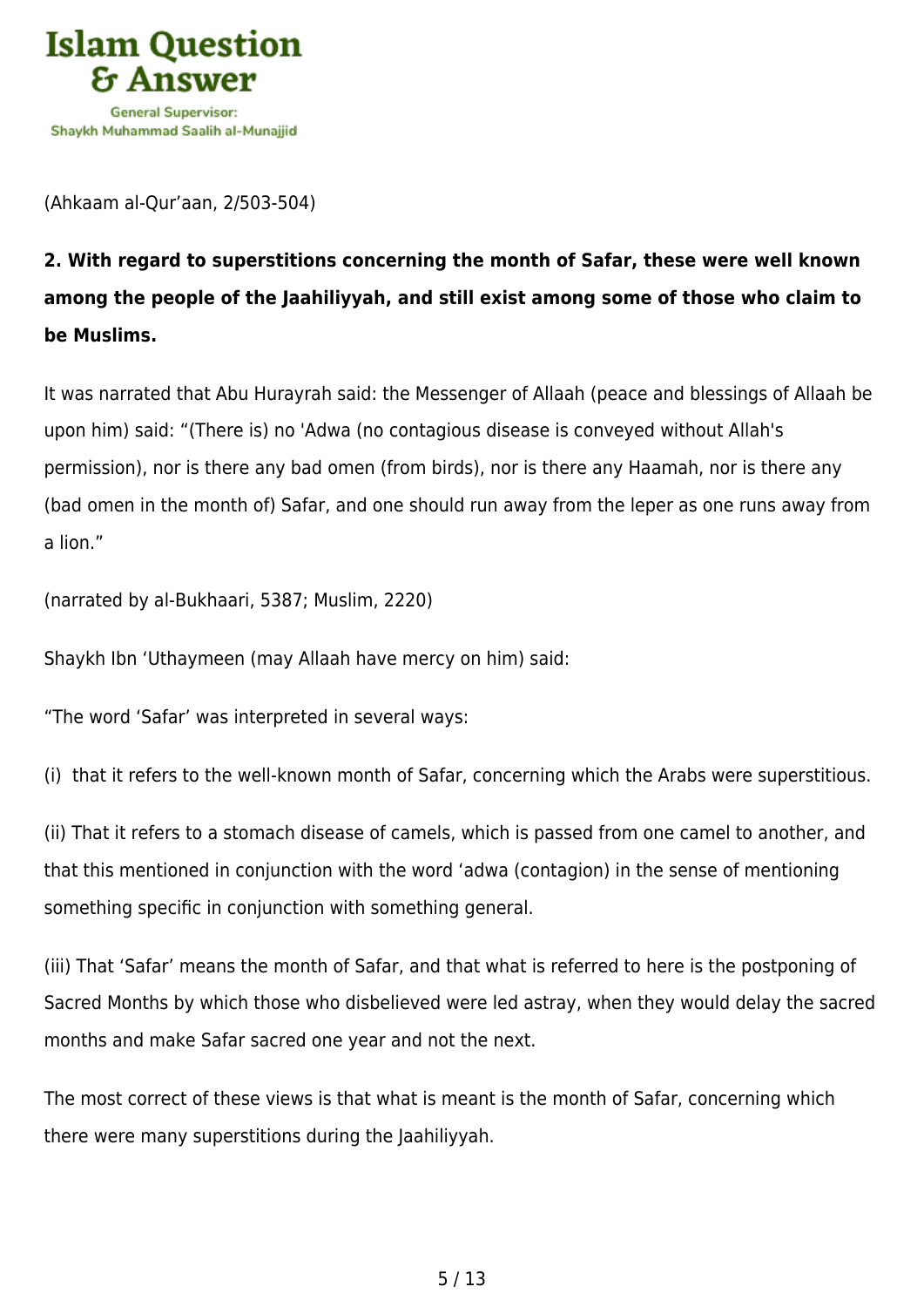(Ahkaam al-Qur'aan, 2/503-504)

**2. With regard to superstitions concerning the month of Safar, these were well known among the people of the Jaahiliyyah, and still exist among some of those who claim to be Muslims.**

It was narrated that Abu Hurayrah said: the Messenger of Allaah (peace and blessings of Allaah be upon him) said: "(There is) no 'Adwa (no contagious disease is conveyed without Allah's permission), nor is there any bad omen (from birds), nor is there any Haamah, nor is there any (bad omen in the month of) Safar, and one should run away from the leper as one runs away from a lion."

(narrated by al-Bukhaari, 5387; Muslim, 2220)

Shaykh Ibn 'Uthaymeen (may Allaah have mercy on him) said:

"The word 'Safar' was interpreted in several ways:

(i) that it refers to the well-known month of Safar, concerning which the Arabs were superstitious.

(ii) That it refers to a stomach disease of camels, which is passed from one camel to another, and that this mentioned in conjunction with the word 'adwa (contagion) in the sense of mentioning something specific in conjunction with something general.

(iii) That 'Safar' means the month of Safar, and that what is referred to here is the postponing of Sacred Months by which those who disbelieved were led astray, when they would delay the sacred months and make Safar sacred one year and not the next.

The most correct of these views is that what is meant is the month of Safar, concerning which there were many superstitions during the Jaahiliyyah.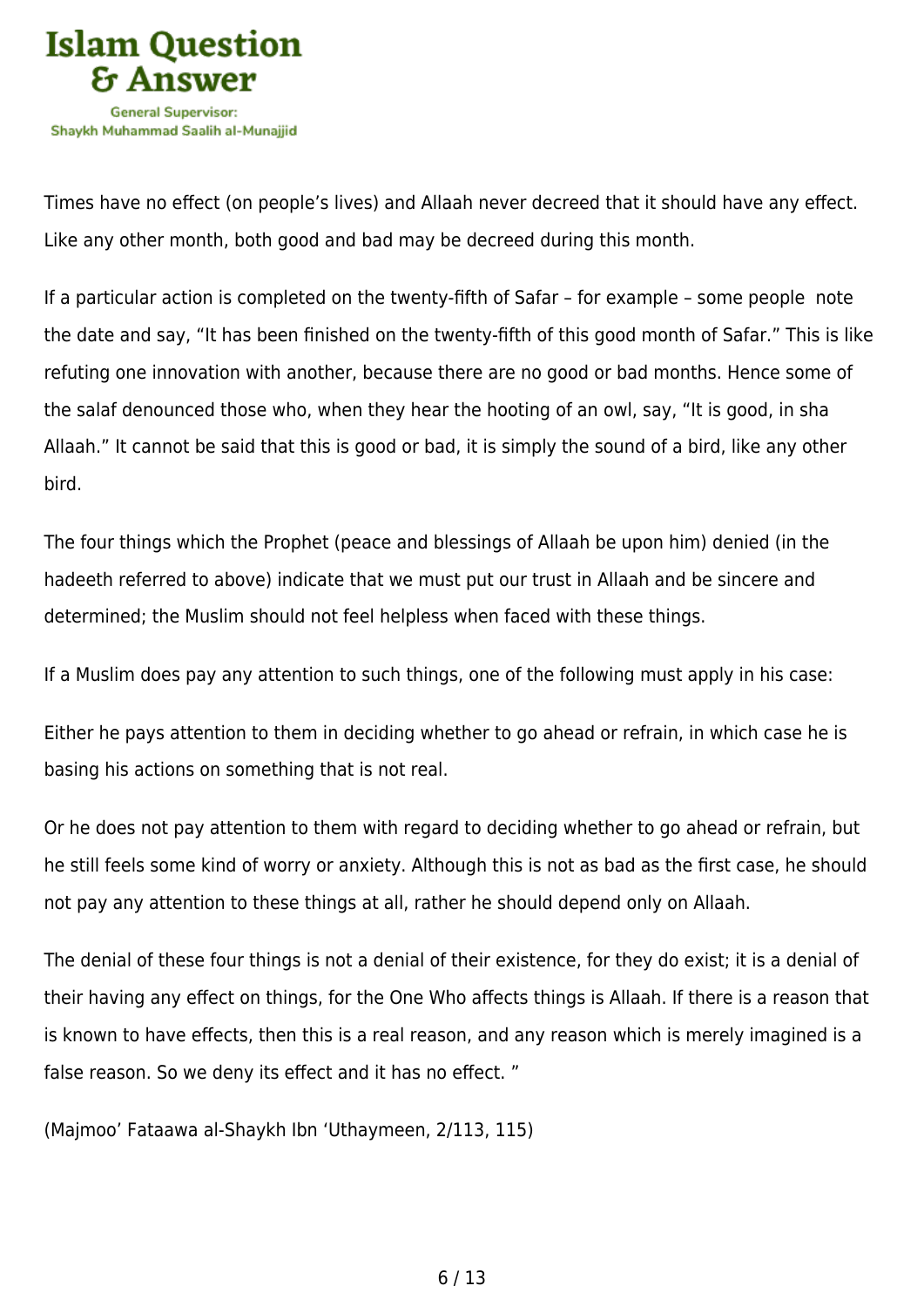Times have no effect (on people's lives) and Allaah never decreed that it should have any effect. Like any other month, both good and bad may be decreed during this month.

If a particular action is completed on the twenty-fifth of Safar – for example – some people note the date and say, "It has been finished on the twenty-fifth of this good month of Safar." This is like refuting one innovation with another, because there are no good or bad months. Hence some of the salaf denounced those who, when they hear the hooting of an owl, say, "It is good, in sha Allaah." It cannot be said that this is good or bad, it is simply the sound of a bird, like any other bird.

The four things which the Prophet (peace and blessings of Allaah be upon him) denied (in the hadeeth referred to above) indicate that we must put our trust in Allaah and be sincere and determined; the Muslim should not feel helpless when faced with these things.

If a Muslim does pay any attention to such things, one of the following must apply in his case:

Either he pays attention to them in deciding whether to go ahead or refrain, in which case he is basing his actions on something that is not real.

Or he does not pay attention to them with regard to deciding whether to go ahead or refrain, but he still feels some kind of worry or anxiety. Although this is not as bad as the first case, he should not pay any attention to these things at all, rather he should depend only on Allaah.

The denial of these four things is not a denial of their existence, for they do exist; it is a denial of their having any effect on things, for the One Who affects things is Allaah. If there is a reason that is known to have effects, then this is a real reason, and any reason which is merely imagined is a false reason. So we deny its effect and it has no effect. "

(Majmoo' Fataawa al-Shaykh Ibn 'Uthaymeen, 2/113, 115)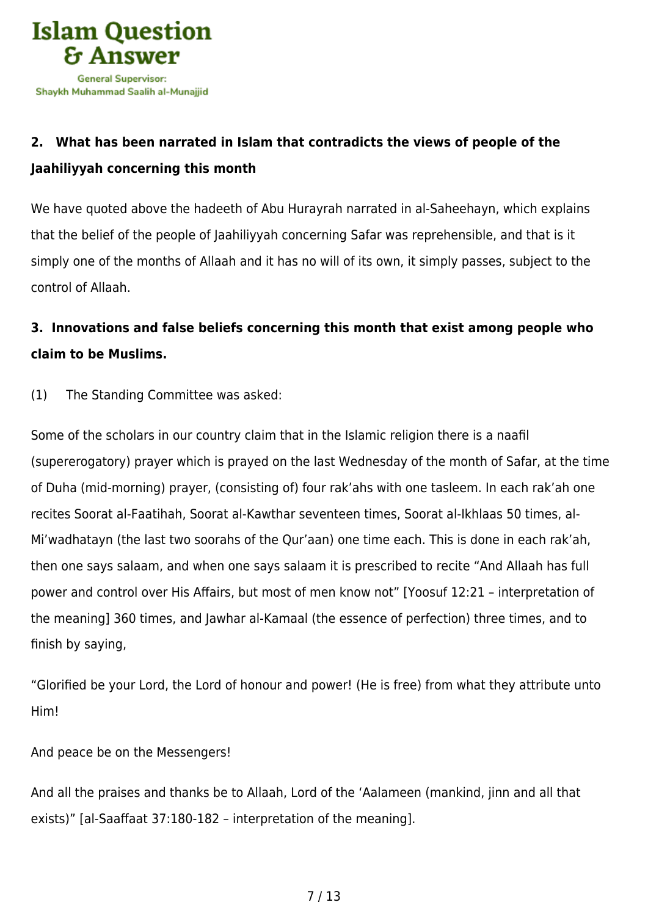**2. What has been narrated in Islam that contradicts the views of people of the Jaahiliyyah concerning this month**

We have quoted above the hadeeth of Abu Hurayrah narrated in al-Saheehayn, which explains that the belief of the people of Jaahiliyyah concerning Safar was reprehensible, and that is it simply one of the months of Allaah and it has no will of its own, it simply passes, subject to the control of Allaah.

**3. Innovations and false beliefs concerning this month that exist among people who claim to be Muslims.**

(1) The Standing Committee was asked:

Some of the scholars in our country claim that in the Islamic religion there is a naafil (supererogatory) prayer which is prayed on the last Wednesday of the month of Safar, at the time of Duha (mid-morning) prayer, (consisting of) four rak'ahs with one tasleem. In each rak'ah one recites Soorat al-Faatihah, Soorat al-Kawthar seventeen times, Soorat al-Ikhlaas 50 times, al-Mi'wadhatayn (the last two soorahs of the Qur'aan) one time each. This is done in each rak'ah, then one says salaam, and when one says salaam it is prescribed to recite "And Allaah has full power and control over His Affairs, but most of men know not" [Yoosuf 12:21 – interpretation of the meaning] 360 times, and Jawhar al-Kamaal (the essence of perfection) three times, and to finish by saying,

"Glorified be your Lord, the Lord of honour and power! (He is free) from what they attribute unto Him!

And peace be on the Messengers!

And all the praises and thanks be to Allaah, Lord of the 'Aalameen (mankind, jinn and all that exists)" [al-Saaffaat 37:180-182 – interpretation of the meaning].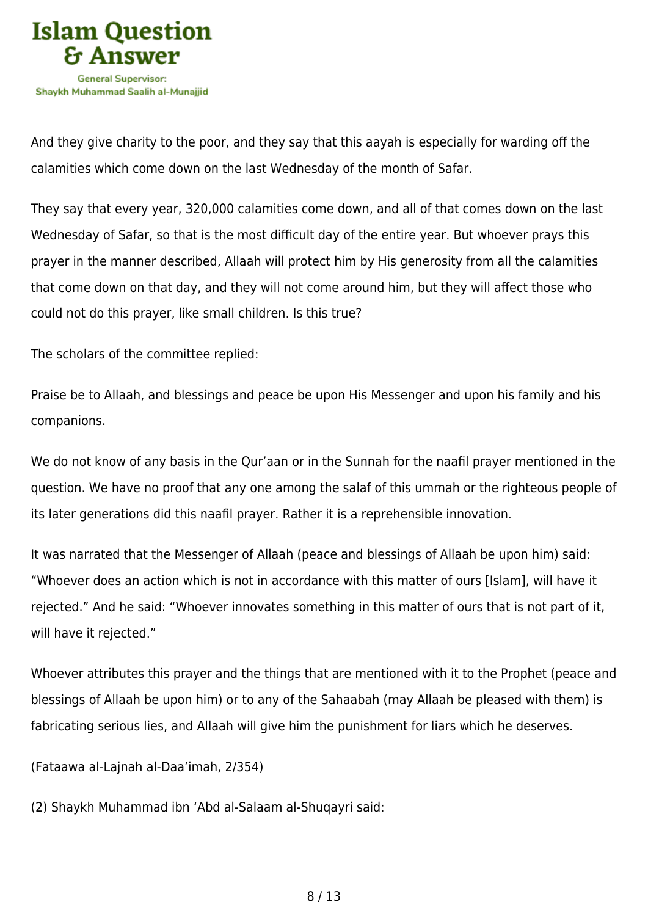And they give charity to the poor, and they say that this aayah is especially for warding off the calamities which come down on the last Wednesday of the month of Safar.

They say that every year, 320,000 calamities come down, and all of that comes down on the last Wednesday of Safar, so that is the most difficult day of the entire year. But whoever prays this prayer in the manner described, Allaah will protect him by His generosity from all the calamities that come down on that day, and they will not come around him, but they will affect those who could not do this prayer, like small children. Is this true?

The scholars of the committee replied:

Praise be to Allaah, and blessings and peace be upon His Messenger and upon his family and his companions.

We do not know of any basis in the Qur'aan or in the Sunnah for the naafil prayer mentioned in the question. We have no proof that any one among the salaf of this ummah or the righteous people of its later generations did this naafil prayer. Rather it is a reprehensible innovation.

It was narrated that the Messenger of Allaah (peace and blessings of Allaah be upon him) said: "Whoever does an action which is not in accordance with this matter of ours [Islam], will have it rejected." And he said: "Whoever innovates something in this matter of ours that is not part of it, will have it rejected."

Whoever attributes this prayer and the things that are mentioned with it to the Prophet (peace and blessings of Allaah be upon him) or to any of the Sahaabah (may Allaah be pleased with them) is fabricating serious lies, and Allaah will give him the punishment for liars which he deserves.

(Fataawa al-Lajnah al-Daa'imah, 2/354)

(2) Shaykh Muhammad ibn 'Abd al-Salaam al-Shuqayri said: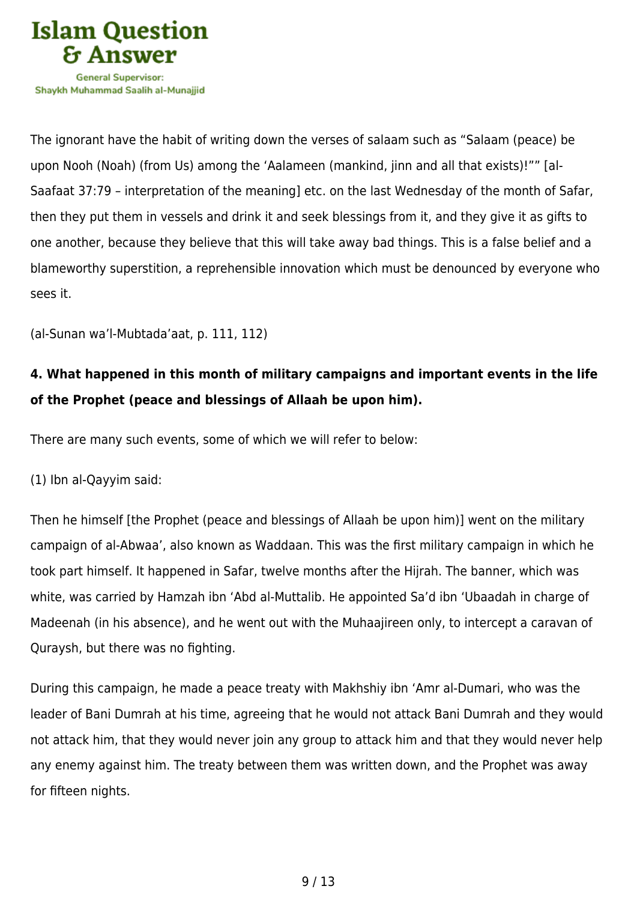The ignorant have the habit of writing down the verses of salaam such as “Salaam (peace) be upon Nooh (Noah) (from Us) among the ‘Aalameen (mankind, jinn and all that exists)!”” [al-Saafaat 37:79 – interpretation of the meaning] etc. on the last Wednesday of the month of Safar, then they put them in vessels and drink it and seek blessings from it, and they give it as gifts to one another, because they believe that this will take away bad things. This is a false belief and a blameworthy superstition, a reprehensible innovation which must be denounced by everyone who sees it.

(al-Sunan wa’l-Mubtada’aat, p. 111, 112)

**4. What happened in this month of military campaigns and important events in the life of the Prophet (peace and blessings of Allaah be upon him).**

There are many such events, some of which we will refer to below:

(1) Ibn al-Qayyim said:

Then he himself [the Prophet (peace and blessings of Allaah be upon him)] went on the military campaign of al-Abwaa’, also known as Waddaan. This was the first military campaign in which he took part himself. It happened in Safar, twelve months after the Hijrah. The banner, which was white, was carried by Hamzah ibn ‘Abd al-Muttalib. He appointed Sa’d ibn ‘Ubaadah in charge of Madeenah (in his absence), and he went out with the Muhaajireen only, to intercept a caravan of Quraysh, but there was no fighting.

During this campaign, he made a peace treaty with Makhshiy ibn ‘Amr al-Dumari, who was the leader of Bani Dumrah at his time, agreeing that he would not attack Bani Dumrah and they would not attack him, that they would never join any group to attack him and that they would never help any enemy against him. The treaty between them was written down, and the Prophet was away for fifteen nights.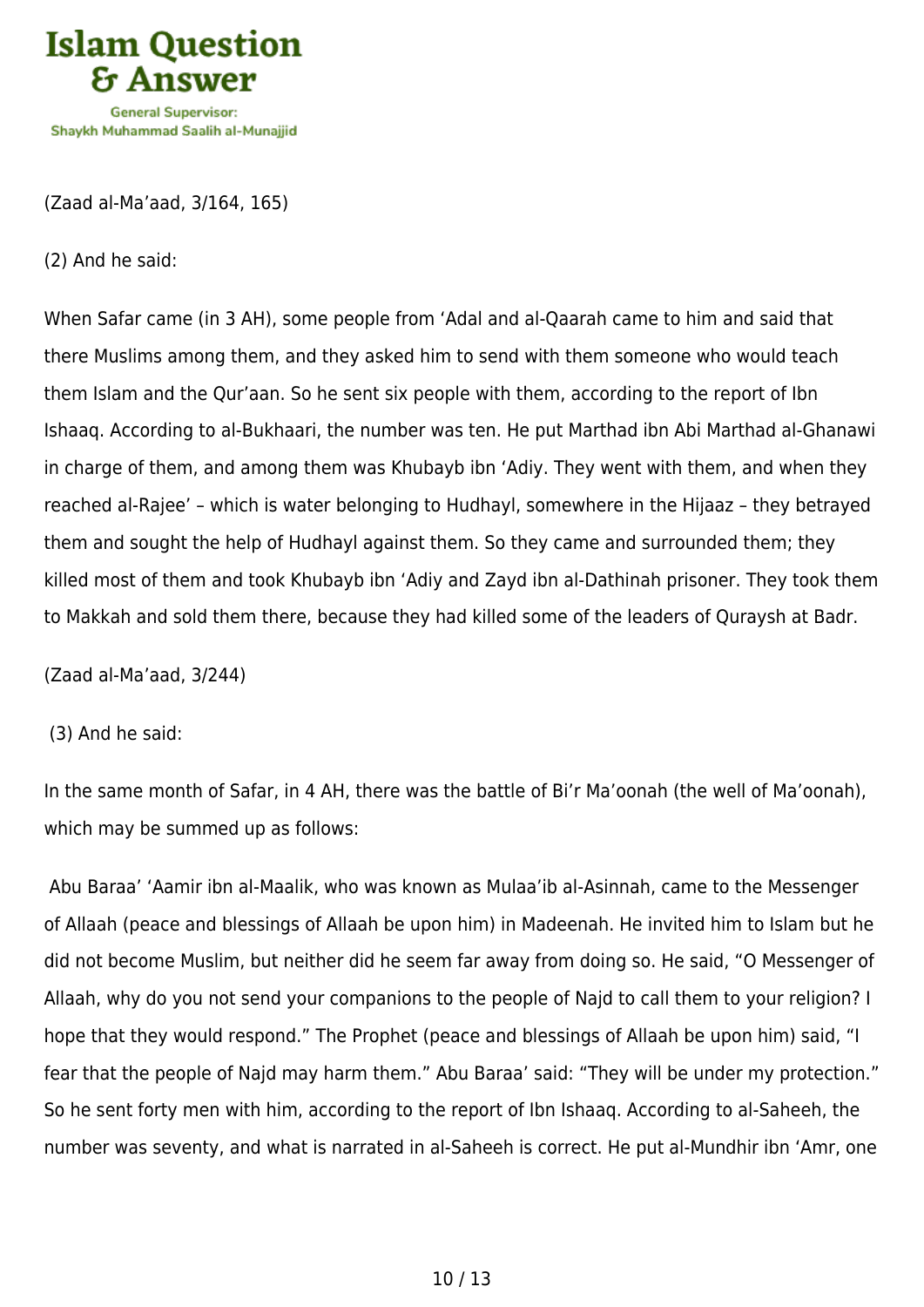(Zaad al-Ma'aad, 3/164, 165)

(2) And he said:

When Safar came (in 3 AH), some people from 'Adal and al-Qaarah came to him and said that there Muslims among them, and they asked him to send with them someone who would teach them Islam and the Qur'aan. So he sent six people with them, according to the report of Ibn Ishaaq. According to al-Bukhaari, the number was ten. He put Marthad ibn Abi Marthad al-Ghanawi in charge of them, and among them was Khubayb ibn 'Adiy. They went with them, and when they reached al-Rajee' – which is water belonging to Hudhayl, somewhere in the Hijaaz – they betrayed them and sought the help of Hudhayl against them. So they came and surrounded them; they killed most of them and took Khubayb ibn 'Adiy and Zayd ibn al-Dathinah prisoner. They took them to Makkah and sold them there, because they had killed some of the leaders of Quraysh at Badr.

(Zaad al-Ma'aad, 3/244)

(3) And he said:

In the same month of Safar, in 4 AH, there was the battle of Bi'r Ma'oonah (the well of Ma'oonah), which may be summed up as follows:

Abu Baraa' 'Aamir ibn al-Maalik, who was known as Mulaa'ib al-Asinnah, came to the Messenger of Allaah (peace and blessings of Allaah be upon him) in Madeenah. He invited him to Islam but he did not become Muslim, but neither did he seem far away from doing so. He said, "O Messenger of Allaah, why do you not send your companions to the people of Najd to call them to your religion? I hope that they would respond." The Prophet (peace and blessings of Allaah be upon him) said, "I fear that the people of Najd may harm them." Abu Baraa' said: "They will be under my protection." So he sent forty men with him, according to the report of Ibn Ishaaq. According to al-Saheeh, the number was seventy, and what is narrated in al-Saheeh is correct. He put al-Mundhir ibn 'Amr, one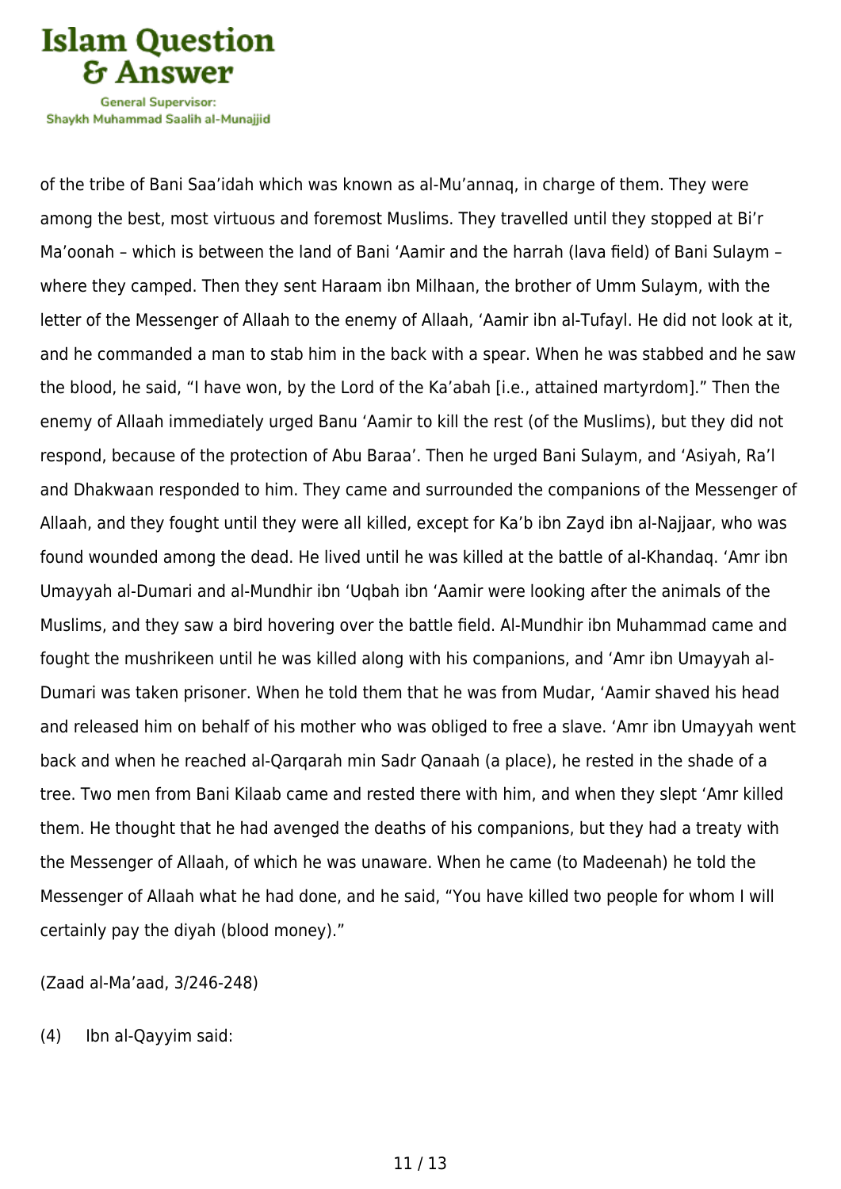of the tribe of Bani Saa'idah which was known as al-Mu'annaq, in charge of them. They were among the best, most virtuous and foremost Muslims. They travelled until they stopped at Bi'r Ma'oonah – which is between the land of Bani 'Aamir and the harrah (lava field) of Bani Sulaym – where they camped. Then they sent Haraam ibn Milhaan, the brother of Umm Sulaym, with the letter of the Messenger of Allaah to the enemy of Allaah, 'Aamir ibn al-Tufayl. He did not look at it, and he commanded a man to stab him in the back with a spear. When he was stabbed and he saw the blood, he said, "I have won, by the Lord of the Ka'abah [i.e., attained martyrdom]." Then the enemy of Allaah immediately urged Banu 'Aamir to kill the rest (of the Muslims), but they did not respond, because of the protection of Abu Baraa'. Then he urged Bani Sulaym, and 'Asiyah, Ra'l and Dhakwaan responded to him. They came and surrounded the companions of the Messenger of Allaah, and they fought until they were all killed, except for Ka'b ibn Zayd ibn al-Najjaar, who was found wounded among the dead. He lived until he was killed at the battle of al-Khandaq. 'Amr ibn Umayyah al-Dumari and al-Mundhir ibn 'Uqbah ibn 'Aamir were looking after the animals of the Muslims, and they saw a bird hovering over the battle field. Al-Mundhir ibn Muhammad came and fought the mushrikeen until he was killed along with his companions, and 'Amr ibn Umayyah al-Dumari was taken prisoner. When he told them that he was from Mudar, 'Aamir shaved his head and released him on behalf of his mother who was obliged to free a slave. 'Amr ibn Umayyah went back and when he reached al-Qarqarah min Sadr Qanaah (a place), he rested in the shade of a tree. Two men from Bani Kilaab came and rested there with him, and when they slept 'Amr killed them. He thought that he had avenged the deaths of his companions, but they had a treaty with the Messenger of Allaah, of which he was unaware. When he came (to Madeenah) he told the Messenger of Allaah what he had done, and he said, "You have killed two people for whom I will certainly pay the diyah (blood money)."

(Zaad al-Ma'aad, 3/246-248)

(4) Ibn al-Qayyim said: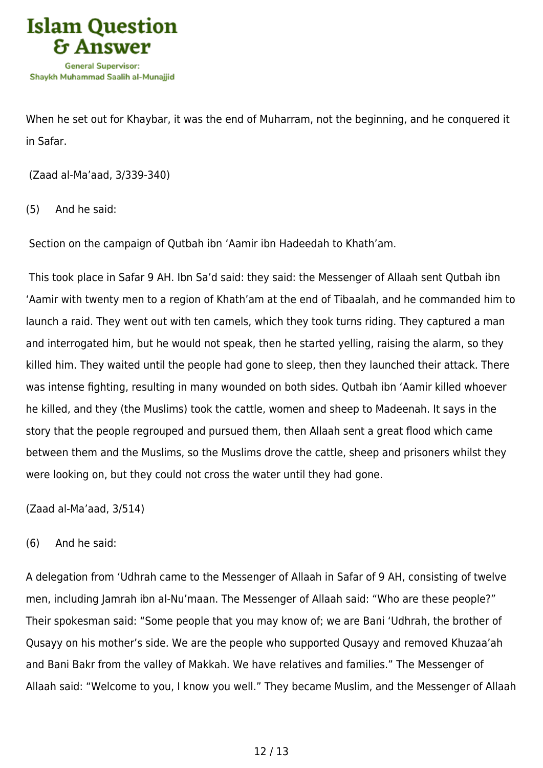When he set out for Khaybar, it was the end of Muharram, not the beginning, and he conquered it in Safar.

(Zaad al-Ma'aad, 3/339-340)

(5) And he said:

Section on the campaign of Qutbah ibn 'Aamir ibn Hadeedah to Khath'am.

This took place in Safar 9 AH. Ibn Sa'd said: they said: the Messenger of Allaah sent Qutbah ibn 'Aamir with twenty men to a region of Khath'am at the end of Tibaalah, and he commanded him to launch a raid. They went out with ten camels, which they took turns riding. They captured a man and interrogated him, but he would not speak, then he started yelling, raising the alarm, so they killed him. They waited until the people had gone to sleep, then they launched their attack. There was intense fighting, resulting in many wounded on both sides. Qutbah ibn 'Aamir killed whoever he killed, and they (the Muslims) took the cattle, women and sheep to Madeenah. It says in the story that the people regrouped and pursued them, then Allaah sent a great flood which came between them and the Muslims, so the Muslims drove the cattle, sheep and prisoners whilst they were looking on, but they could not cross the water until they had gone.

(Zaad al-Ma'aad, 3/514)

(6) And he said:

A delegation from 'Udhrah came to the Messenger of Allaah in Safar of 9 AH, consisting of twelve men, including Jamrah ibn al-Nu'maan. The Messenger of Allaah said: "Who are these people?" Their spokesman said: "Some people that you may know of; we are Bani 'Udhrah, the brother of Qusayy on his mother's side. We are the people who supported Qusayy and removed Khuzaa'ah and Bani Bakr from the valley of Makkah. We have relatives and families." The Messenger of Allaah said: "Welcome to you, I know you well." They became Muslim, and the Messenger of Allaah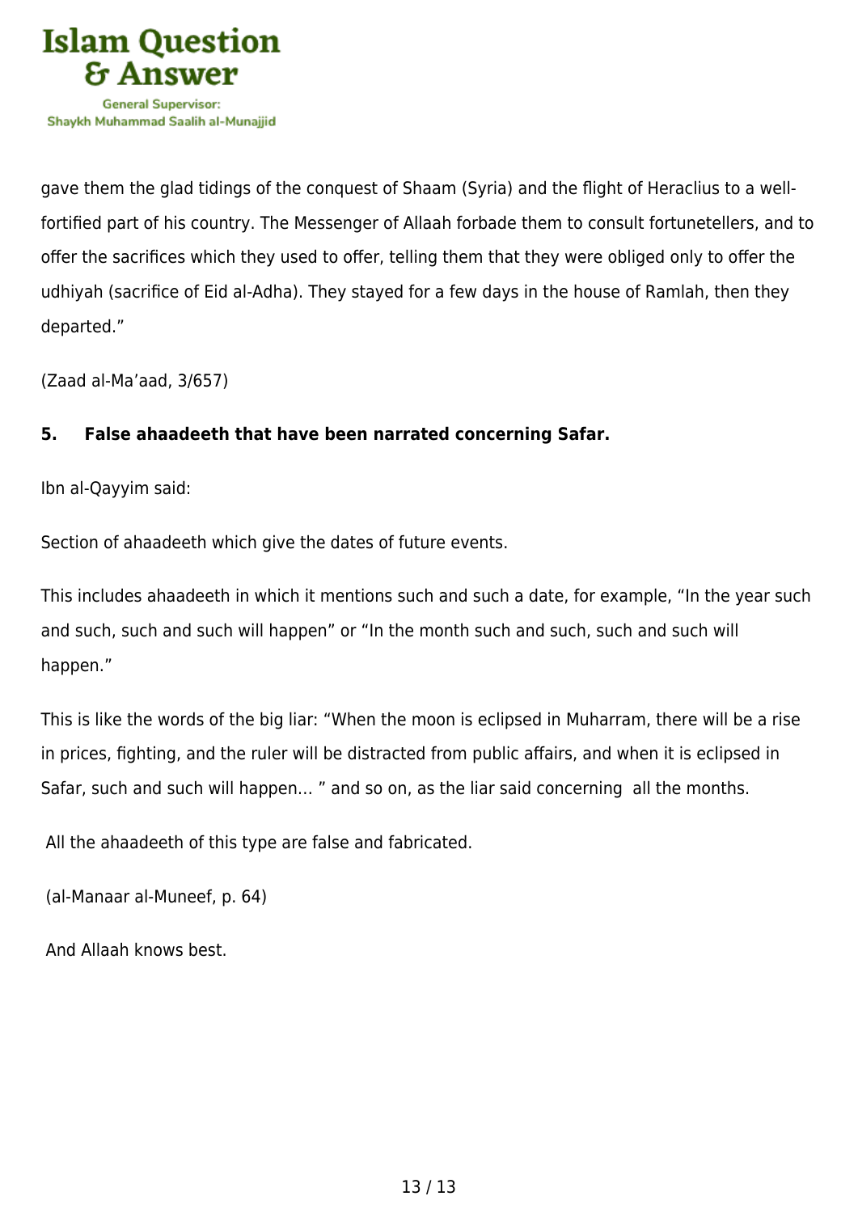gave them the glad tidings of the conquest of Shaam (Syria) and the flight of Heraclius to a well-fortified part of his country. The Messenger of Allaah forbade them to consult fortunetellers, and to offer the sacrifices which they used to offer, telling them that they were obliged only to offer the udhiyah (sacrifice of Eid al-Adha). They stayed for a few days in the house of Ramlah, then they departed."

(Zaad al-Ma'aad, 3/657)

**5. False ahaadeeth that have been narrated concerning Safar.**

Ibn al-Qayyim said:

Section of ahaadeeth which give the dates of future events.

This includes ahaadeeth in which it mentions such and such a date, for example, "In the year such and such, such and such will happen" or "In the month such and such, such and such will happen."

This is like the words of the big liar: "When the moon is eclipsed in Muharram, there will be a rise in prices, fighting, and the ruler will be distracted from public affairs, and when it is eclipsed in Safar, such and such will happen… " and so on, as the liar said concerning all the months.

All the ahaadeeth of this type are false and fabricated.

(al-Manaar al-Muneef, p. 64)

And Allaah knows best.